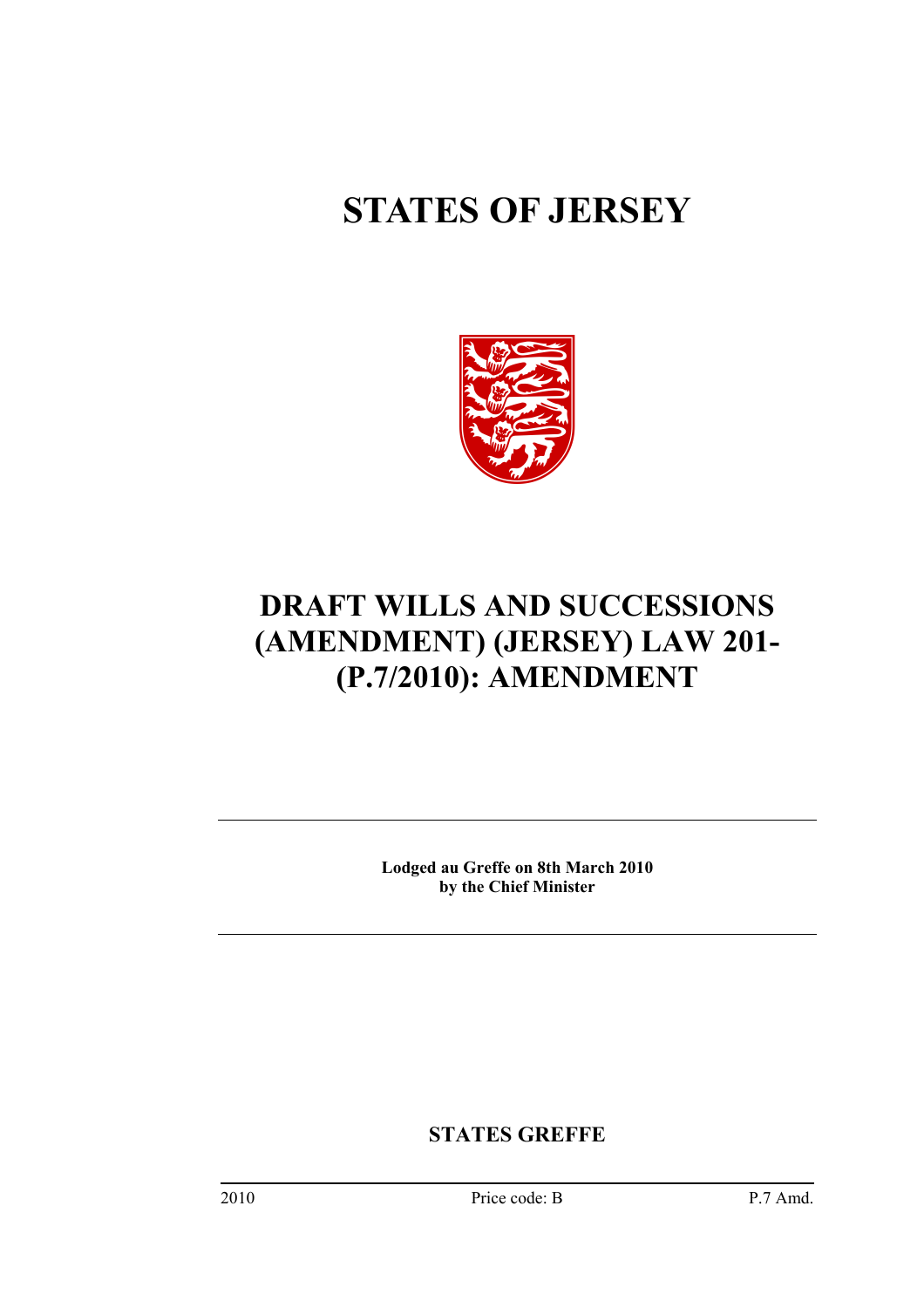# STATES OF JERSEY

# DRAFT WILLS AND SUCCESSIONS (AMENDMENT) (JERSEY) LAW 201- (P.7/2010): AMENDMENT

---

**Lodged au Greffe on 8th March 2010**
**by the Chief Minister**

---

**STATES GREFFE**

2010 Price code: B P.7 Amd.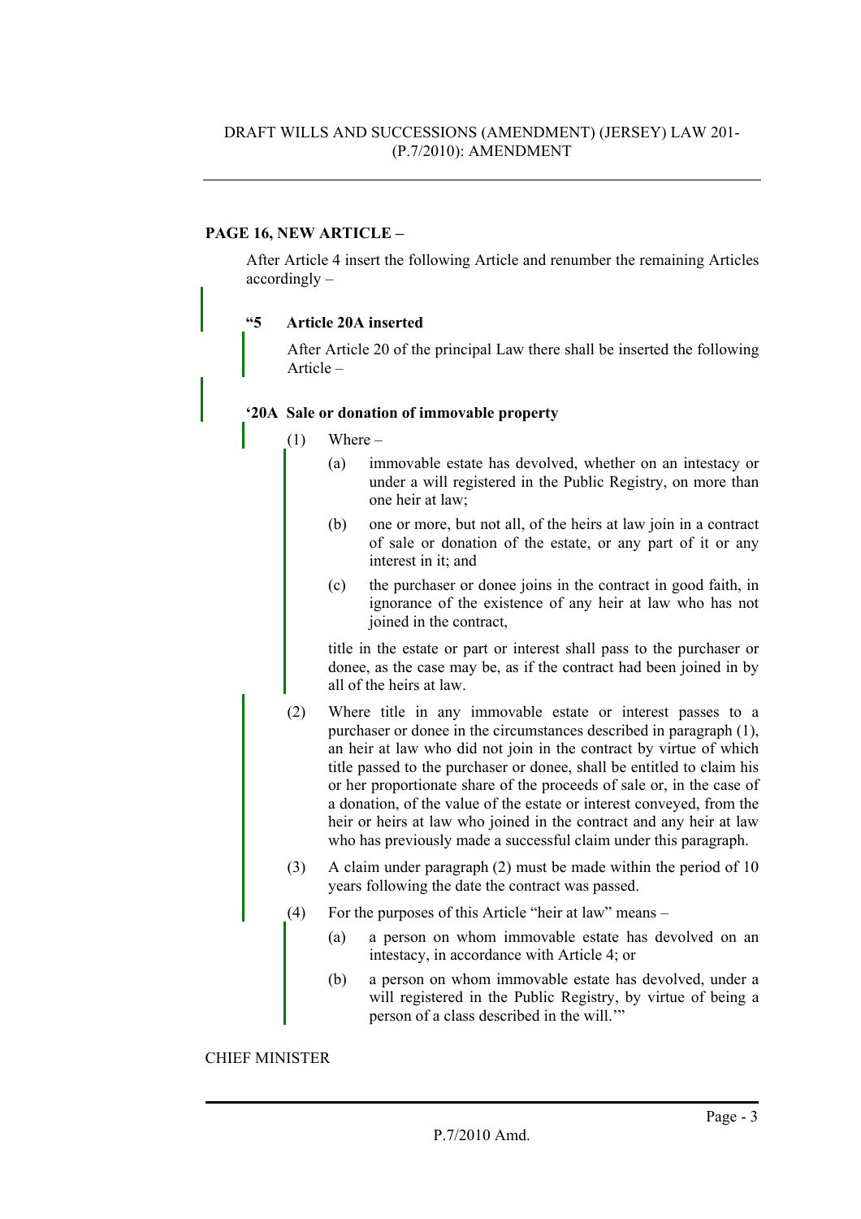**PAGE 16, NEW ARTICLE –**

After Article 4 insert the following Article and renumber the remaining Articles accordingly –

**"5 Article 20A inserted**

After Article 20 of the principal Law there shall be inserted the following Article –

**'20A Sale or donation of immovable property**

(1) Where –

(a) immovable estate has devolved, whether on an intestacy or under a will registered in the Public Registry, on more than one heir at law;

(b) one or more, but not all, of the heirs at law join in a contract of sale or donation of the estate, or any part of it or any interest in it; and

(c) the purchaser or donee joins in the contract in good faith, in ignorance of the existence of any heir at law who has not joined in the contract,

title in the estate or part or interest shall pass to the purchaser or donee, as the case may be, as if the contract had been joined in by all of the heirs at law.

(2) Where title in any immovable estate or interest passes to a purchaser or donee in the circumstances described in paragraph (1), an heir at law who did not join in the contract by virtue of which title passed to the purchaser or donee, shall be entitled to claim his or her proportionate share of the proceeds of sale or, in the case of a donation, of the value of the estate or interest conveyed, from the heir or heirs at law who joined in the contract and any heir at law who has previously made a successful claim under this paragraph.

(3) A claim under paragraph (2) must be made within the period of 10 years following the date the contract was passed.

(4) For the purposes of this Article "heir at law" means –

(a) a person on whom immovable estate has devolved on an intestacy, in accordance with Article 4; or

(b) a person on whom immovable estate has devolved, under a will registered in the Public Registry, by virtue of being a person of a class described in the will.'"

CHIEF MINISTER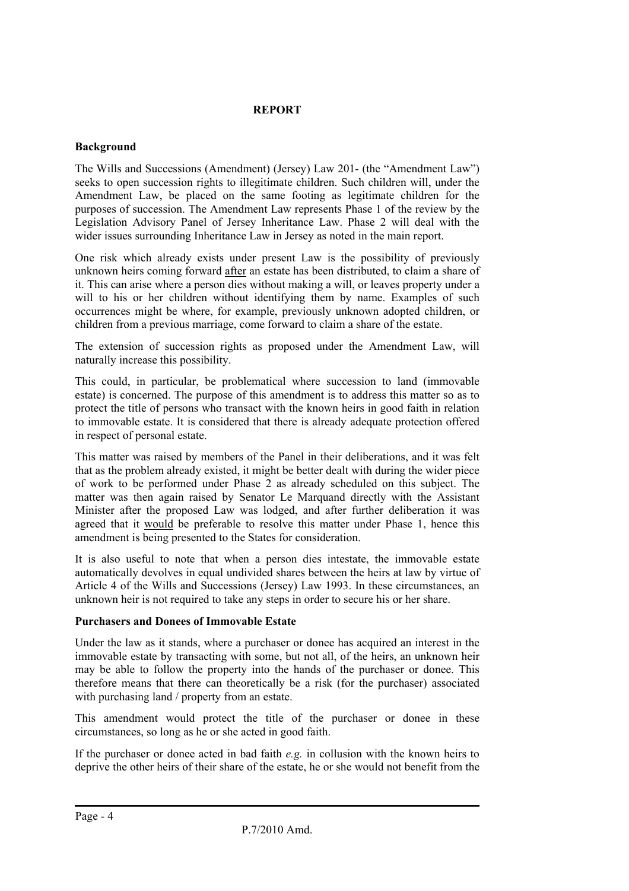**REPORT**

**Background**

The Wills and Successions (Amendment) (Jersey) Law 201- (the "Amendment Law") seeks to open succession rights to illegitimate children. Such children will, under the Amendment Law, be placed on the same footing as legitimate children for the purposes of succession. The Amendment Law represents Phase 1 of the review by the Legislation Advisory Panel of Jersey Inheritance Law. Phase 2 will deal with the wider issues surrounding Inheritance Law in Jersey as noted in the main report.

One risk which already exists under present Law is the possibility of previously unknown heirs coming forward after an estate has been distributed, to claim a share of it. This can arise where a person dies without making a will, or leaves property under a will to his or her children without identifying them by name. Examples of such occurrences might be where, for example, previously unknown adopted children, or children from a previous marriage, come forward to claim a share of the estate.

The extension of succession rights as proposed under the Amendment Law, will naturally increase this possibility.

This could, in particular, be problematical where succession to land (immovable estate) is concerned. The purpose of this amendment is to address this matter so as to protect the title of persons who transact with the known heirs in good faith in relation to immovable estate. It is considered that there is already adequate protection offered in respect of personal estate.

This matter was raised by members of the Panel in their deliberations, and it was felt that as the problem already existed, it might be better dealt with during the wider piece of work to be performed under Phase 2 as already scheduled on this subject. The matter was then again raised by Senator Le Marquand directly with the Assistant Minister after the proposed Law was lodged, and after further deliberation it was agreed that it would be preferable to resolve this matter under Phase 1, hence this amendment is being presented to the States for consideration.

It is also useful to note that when a person dies intestate, the immovable estate automatically devolves in equal undivided shares between the heirs at law by virtue of Article 4 of the Wills and Successions (Jersey) Law 1993. In these circumstances, an unknown heir is not required to take any steps in order to secure his or her share.

**Purchasers and Donees of Immovable Estate**

Under the law as it stands, where a purchaser or donee has acquired an interest in the immovable estate by transacting with some, but not all, of the heirs, an unknown heir may be able to follow the property into the hands of the purchaser or donee. This therefore means that there can theoretically be a risk (for the purchaser) associated with purchasing land / property from an estate.

This amendment would protect the title of the purchaser or donee in these circumstances, so long as he or she acted in good faith.

If the purchaser or donee acted in bad faith *e.g.* in collusion with the known heirs to deprive the other heirs of their share of the estate, he or she would not benefit from the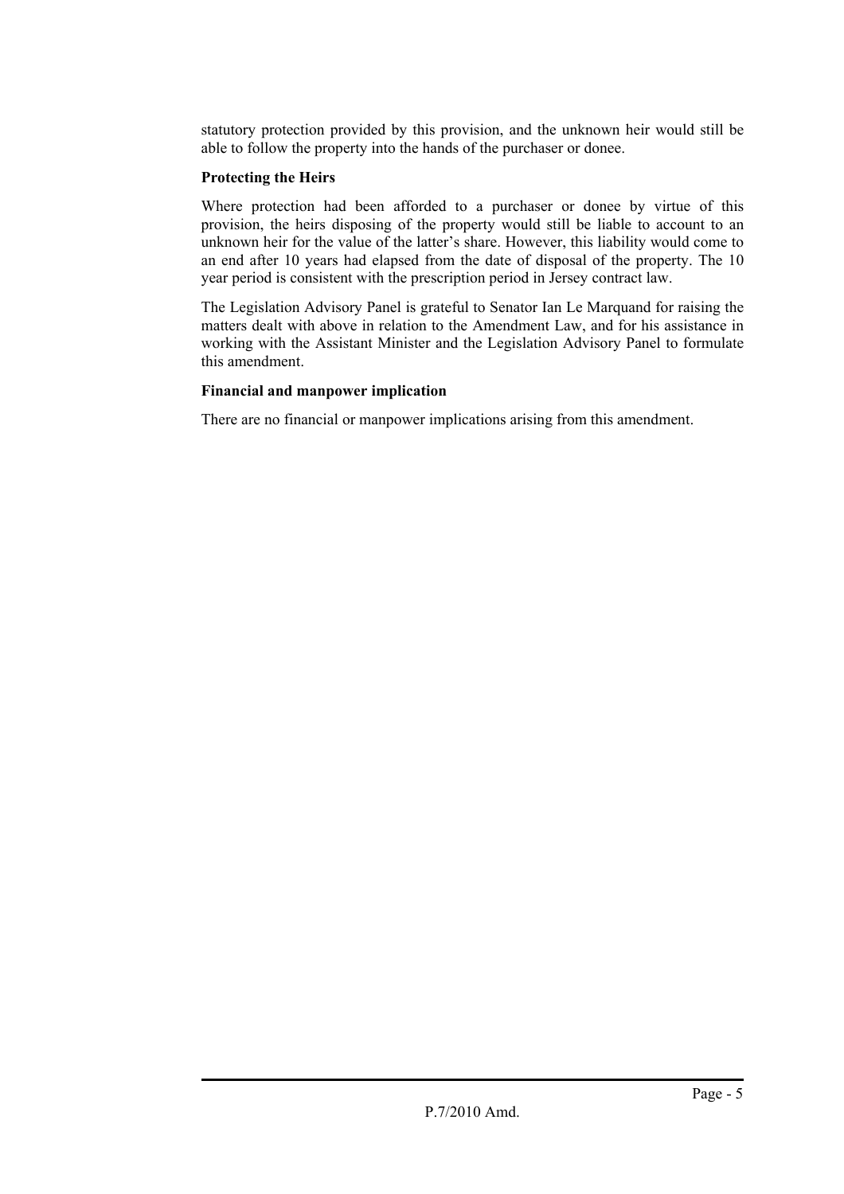statutory protection provided by this provision, and the unknown heir would still be able to follow the property into the hands of the purchaser or donee.

**Protecting the Heirs**

Where protection had been afforded to a purchaser or donee by virtue of this provision, the heirs disposing of the property would still be liable to account to an unknown heir for the value of the latter's share. However, this liability would come to an end after 10 years had elapsed from the date of disposal of the property. The 10 year period is consistent with the prescription period in Jersey contract law.

The Legislation Advisory Panel is grateful to Senator Ian Le Marquand for raising the matters dealt with above in relation to the Amendment Law, and for his assistance in working with the Assistant Minister and the Legislation Advisory Panel to formulate this amendment.

**Financial and manpower implication**

There are no financial or manpower implications arising from this amendment.